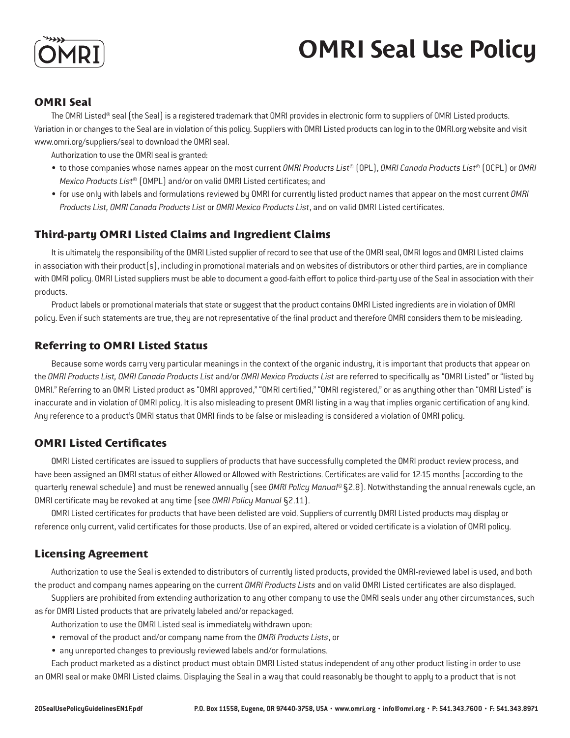# OMRI Seal Use Policy

## OMRI Seal

The OMRI Listed® seal (the Seal) is a registered trademark that OMRI provides in electronic form to suppliers of OMRI Listed products. Variation in or changes to the Seal are in violation of this policy. Suppliers with OMRI Listed products can log in to the OMRI.org website and visit www.omri.org/suppliers/seal to download the OMRI seal.

Authorization to use the OMRI seal is granted:

- to those companies whose names appear on the most current *OMRI Products List*© (OPL), *OMRI Canada Products List*© (OCPL) or *OMRI Mexico Products List*© (OMPL) and/or on valid OMRI Listed certificates; and
- for use only with labels and formulations reviewed by OMRI for currently listed product names that appear on the most current *OMRI Products List, OMRI Canada Products List* or *OMRI Mexico Products List*, and on valid OMRI Listed certificates.

## Third-party OMRI Listed Claims and Ingredient Claims

It is ultimately the responsibility of the OMRI Listed supplier of record to see that use of the OMRI seal, OMRI logos and OMRI Listed claims in association with their product(s), including in promotional materials and on websites of distributors or other third parties, are in compliance with OMRI policy. OMRI Listed suppliers must be able to document a good-faith effort to police third-party use of the Seal in association with their products.

Product labels or promotional materials that state or suggest that the product contains OMRI Listed ingredients are in violation of OMRI policy. Even if such statements are true, they are not representative of the final product and therefore OMRI considers them to be misleading.

## Referring to OMRI Listed Status

Because some words carry very particular meanings in the context of the organic industry, it is important that products that appear on the *OMRI Products List, OMRI Canada Products List* and/or *OMRI Mexico Products List* are referred to specifically as "OMRI Listed" or "listed by OMRI." Referring to an OMRI Listed product as "OMRI approved," "OMRI certified," "OMRI registered," or as anything other than "OMRI Listed" is inaccurate and in violation of OMRI policy. It is also misleading to present OMRI listing in a way that implies organic certification of any kind. Any reference to a product's OMRI status that OMRI finds to be false or misleading is considered a violation of OMRI policy.

## OMRI Listed Certificates

OMRI Listed certificates are issued to suppliers of products that have successfully completed the OMRI product review process, and have been assigned an OMRI status of either Allowed or Allowed with Restrictions. Certificates are valid for 12-15 months (according to the quarterly renewal schedule) and must be renewed annually (see *OMRI Policy Manual*© §2.8). Notwithstanding the annual renewals cycle, an OMRI certificate may be revoked at any time (see *OMRI Policy Manual* §2.11).

OMRI Listed certificates for products that have been delisted are void. Suppliers of currently OMRI Listed products may display or reference only current, valid certificates for those products. Use of an expired, altered or voided certificate is a violation of OMRI policy.

## Licensing Agreement

Authorization to use the Seal is extended to distributors of currently listed products, provided the OMRI-reviewed label is used, and both the product and company names appearing on the current *OMRI Products Lists* and on valid OMRI Listed certificates are also displayed.

Suppliers are prohibited from extending authorization to any other company to use the OMRI seals under any other circumstances, such as for OMRI Listed products that are privately labeled and/or repackaged.

Authorization to use the OMRI Listed seal is immediately withdrawn upon:

- removal of the product and/or company name from the *OMRI Products Lists*, or
- any unreported changes to previously reviewed labels and/or formulations.

Each product marketed as a distinct product must obtain OMRI Listed status independent of any other product listing in order to use an OMRI seal or make OMRI Listed claims. Displaying the Seal in a way that could reasonably be thought to apply to a product that is not

20SealUsePolicyGuidelinesEN1F.pdf P.O. Box 11558, Eugene, OR 97440-3758, USA • www.omri.org • info@omri.org • P: 541.343.7600 • F: 541.343.8971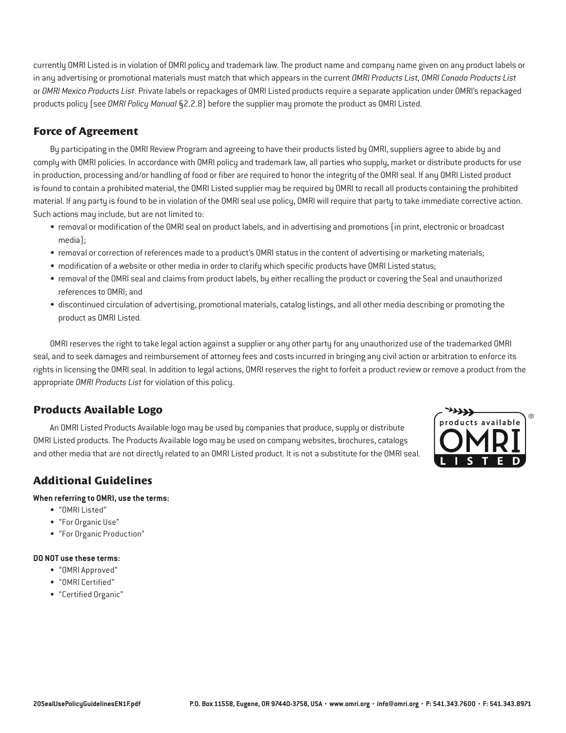currently OMRI Listed is in violation of OMRI policy and trademark law. The product name and company name given on any product labels or in any advertising or promotional materials must match that which appears in the current *OMRI Products List, OMRI Canada Products List* or *OMRI Mexico Products List*. Private labels or repackages of OMRI Listed products require a separate application under OMRI's repackaged products policy (see *OMRI Policy Manual* §2.2.8) before the supplier may promote the product as OMRI Listed.

## Force of Agreement

By participating in the OMRI Review Program and agreeing to have their products listed by OMRI, suppliers agree to abide by and comply with OMRI policies. In accordance with OMRI policy and trademark law, all parties who supply, market or distribute products for use in production, processing and/or handling of food or fiber are required to honor the integrity of the OMRI seal. If any OMRI Listed product is found to contain a prohibited material, the OMRI Listed supplier may be required by OMRI to recall all products containing the prohibited material. If any party is found to be in violation of the OMRI seal use policy, OMRI will require that party to take immediate corrective action. Such actions may include, but are not limited to:

- removal or modification of the OMRI seal on product labels, and in advertising and promotions (in print, electronic or broadcast media);
- removal or correction of references made to a product's OMRI status in the content of advertising or marketing materials;
- modification of a website or other media in order to clarify which specific products have OMRI Listed status;
- removal of the OMRI seal and claims from product labels, by either recalling the product or covering the Seal and unauthorized references to OMRI; and
- discontinued circulation of advertising, promotional materials, catalog listings, and all other media describing or promoting the product as OMRI Listed.

OMRI reserves the right to take legal action against a supplier or any other party for any unauthorized use of the trademarked OMRI seal, and to seek damages and reimbursement of attorney fees and costs incurred in bringing any civil action or arbitration to enforce its rights in licensing the OMRI seal. In addition to legal actions, OMRI reserves the right to forfeit a product review or remove a product from the appropriate *OMRI Products List* for violation of this policy.

## Products Available Logo

An OMRI Listed Products Available logo may be used by companies that produce, supply or distribute OMRI Listed products. The Products Available logo may be used on company websites, brochures, catalogs and other media that are not directly related to an OMRI Listed product. It is not a substitute for the OMRI seal.

## Additional Guidelines

**When referring to OMRI, use the terms:**

- "OMRI Listed"
- "For Organic Use"
- "For Organic Production"

**DO NOT use these terms:**

- "OMRI Approved"
- "OMRI Certified"
- "Certified Organic"